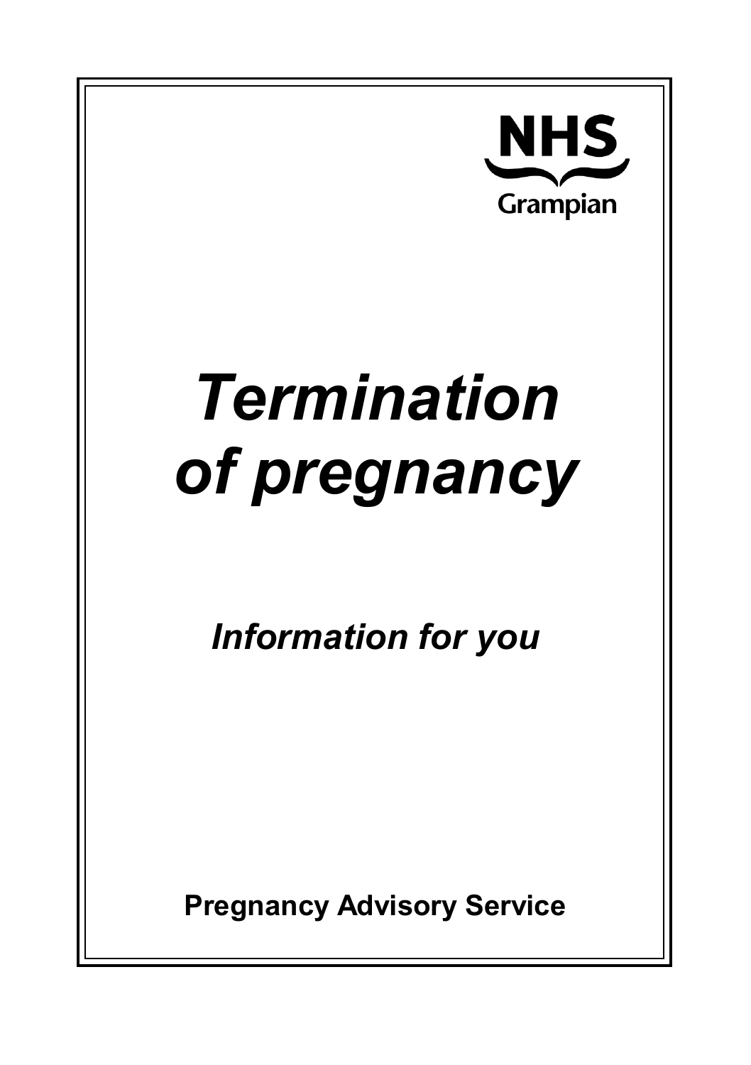NHS Grampian

# *Termination of pregnancy*

## *Information for you*

**Pregnancy Advisory Service**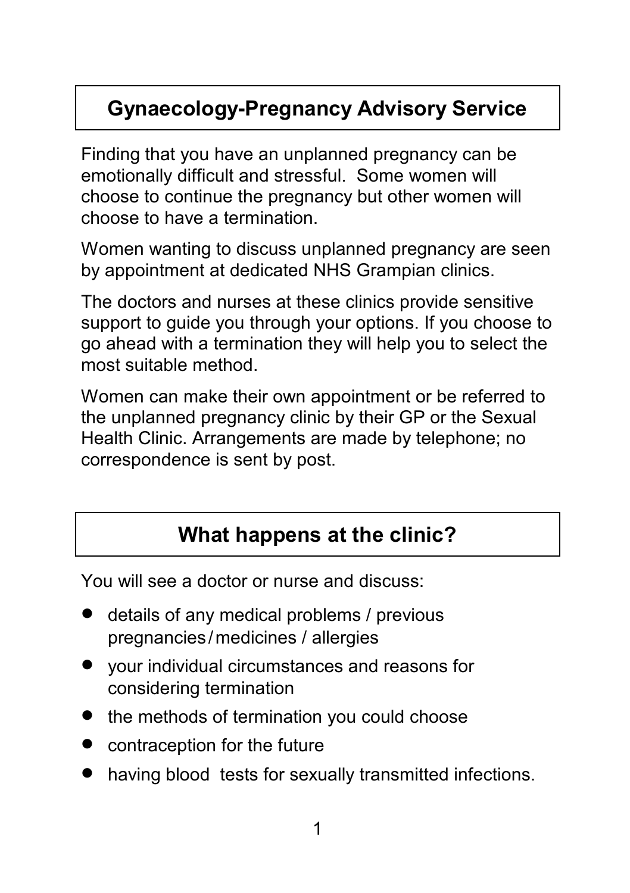## Gynaecology-Pregnancy Advisory Service

Finding that you have an unplanned pregnancy can be emotionally difficult and stressful. Some women will choose to continue the pregnancy but other women will choose to have a termination.

Women wanting to discuss unplanned pregnancy are seen by appointment at dedicated NHS Grampian clinics.

The doctors and nurses at these clinics provide sensitive support to guide you through your options. If you choose to go ahead with a termination they will help you to select the most suitable method.

Women can make their own appointment or be referred to the unplanned pregnancy clinic by their GP or the Sexual Health Clinic. Arrangements are made by telephone; no correspondence is sent by post.

## What happens at the clinic?

You will see a doctor or nurse and discuss:

- details of any medical problems / previous pregnancies / medicines / allergies
- your individual circumstances and reasons for considering termination
- the methods of termination you could choose
- contraception for the future
- having blood tests for sexually transmitted infections.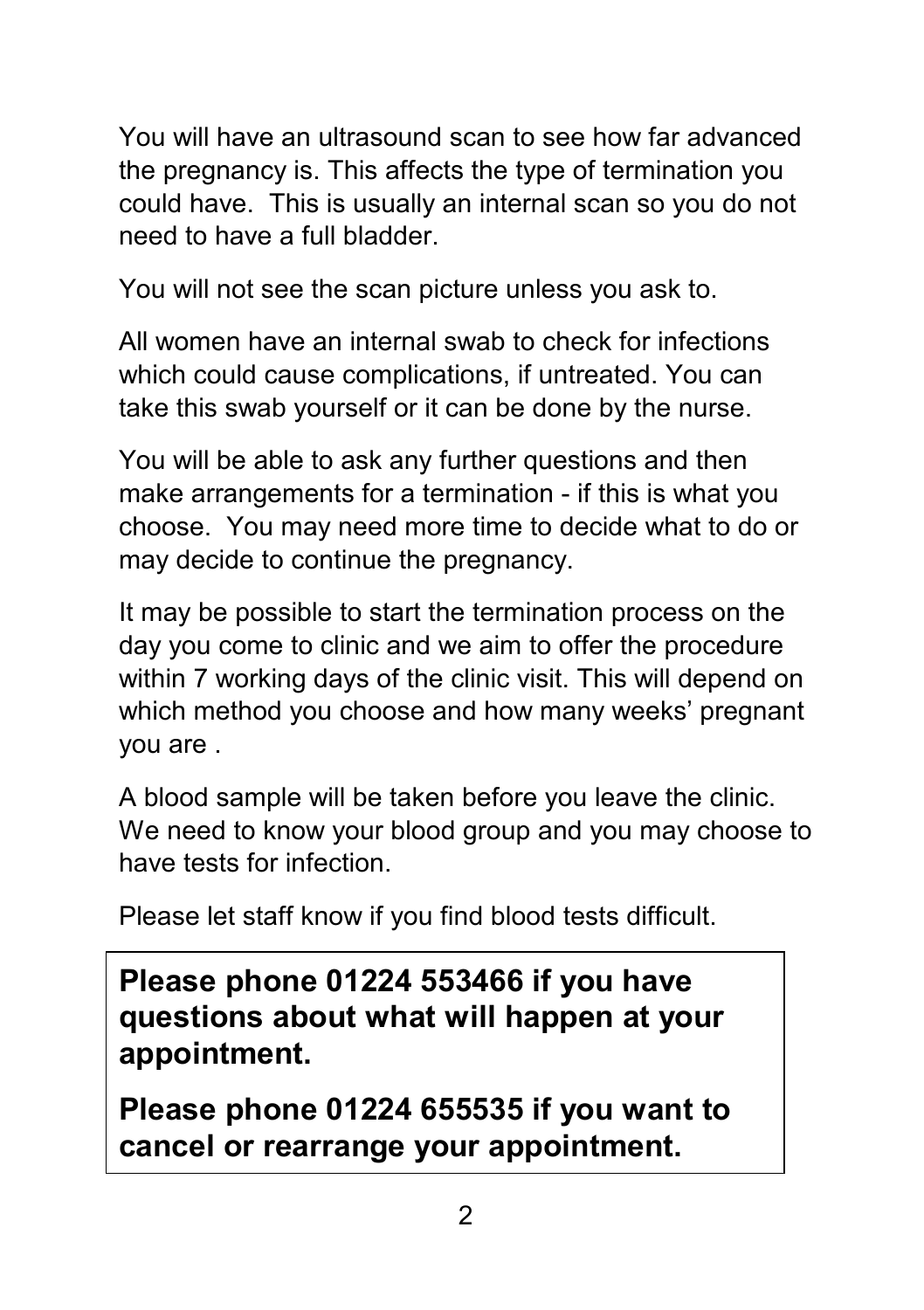You will have an ultrasound scan to see how far advanced the pregnancy is. This affects the type of termination you could have. This is usually an internal scan so you do not need to have a full bladder.

You will not see the scan picture unless you ask to.

All women have an internal swab to check for infections which could cause complications, if untreated. You can take this swab yourself or it can be done by the nurse.

You will be able to ask any further questions and then make arrangements for a termination - if this is what you choose. You may need more time to decide what to do or may decide to continue the pregnancy.

It may be possible to start the termination process on the day you come to clinic and we aim to offer the procedure within 7 working days of the clinic visit. This will depend on which method you choose and how many weeks' pregnant you are .

A blood sample will be taken before you leave the clinic. We need to know your blood group and you may choose to have tests for infection.

Please let staff know if you find blood tests difficult.

**Please phone 01224 553466 if you have questions about what will happen at your appointment.**

**Please phone 01224 655535 if you want to cancel or rearrange your appointment.**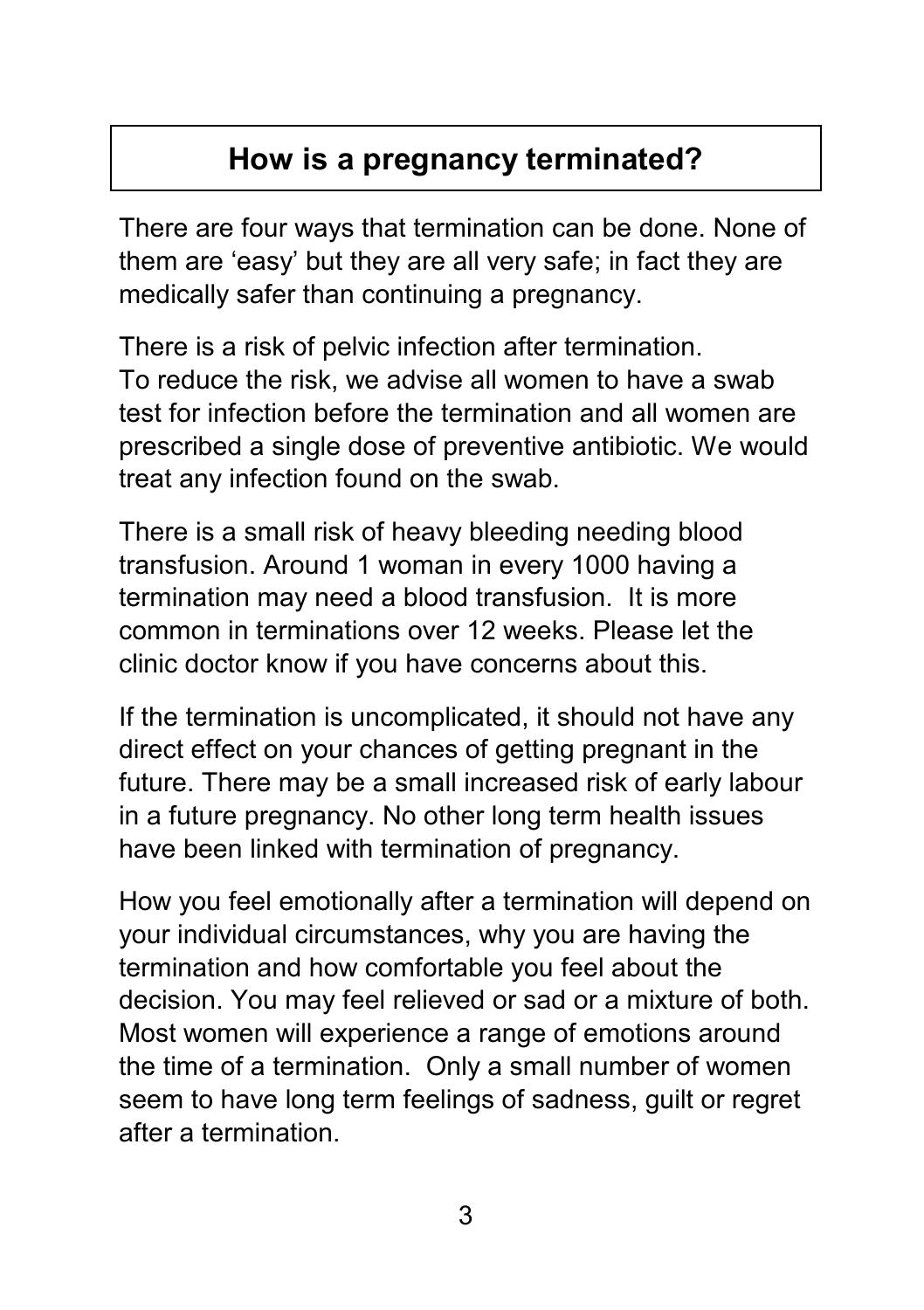## How is a pregnancy terminated?

There are four ways that termination can be done. None of them are 'easy' but they are all very safe; in fact they are medically safer than continuing a pregnancy.

There is a risk of pelvic infection after termination. To reduce the risk, we advise all women to have a swab test for infection before the termination and all women are prescribed a single dose of preventive antibiotic. We would treat any infection found on the swab.

There is a small risk of heavy bleeding needing blood transfusion. Around 1 woman in every 1000 having a termination may need a blood transfusion. It is more common in terminations over 12 weeks. Please let the clinic doctor know if you have concerns about this.

If the termination is uncomplicated, it should not have any direct effect on your chances of getting pregnant in the future. There may be a small increased risk of early labour in a future pregnancy. No other long term health issues have been linked with termination of pregnancy.

How you feel emotionally after a termination will depend on your individual circumstances, why you are having the termination and how comfortable you feel about the decision. You may feel relieved or sad or a mixture of both. Most women will experience a range of emotions around the time of a termination. Only a small number of women seem to have long term feelings of sadness, guilt or regret after a termination.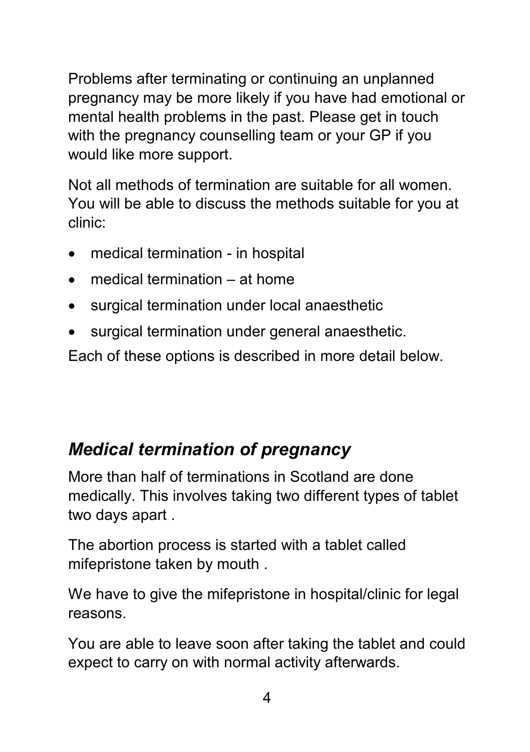Problems after terminating or continuing an unplanned pregnancy may be more likely if you have had emotional or mental health problems in the past. Please get in touch with the pregnancy counselling team or your GP if you would like more support.

Not all methods of termination are suitable for all women. You will be able to discuss the methods suitable for you at clinic:

- medical termination - in hospital
- medical termination – at home
- surgical termination under local anaesthetic
- surgical termination under general anaesthetic.

Each of these options is described in more detail below.

## *Medical termination of pregnancy*

More than half of terminations in Scotland are done medically. This involves taking two different types of tablet two days apart .

The abortion process is started with a tablet called mifepristone taken by mouth .

We have to give the mifepristone in hospital/clinic for legal reasons.

You are able to leave soon after taking the tablet and could expect to carry on with normal activity afterwards.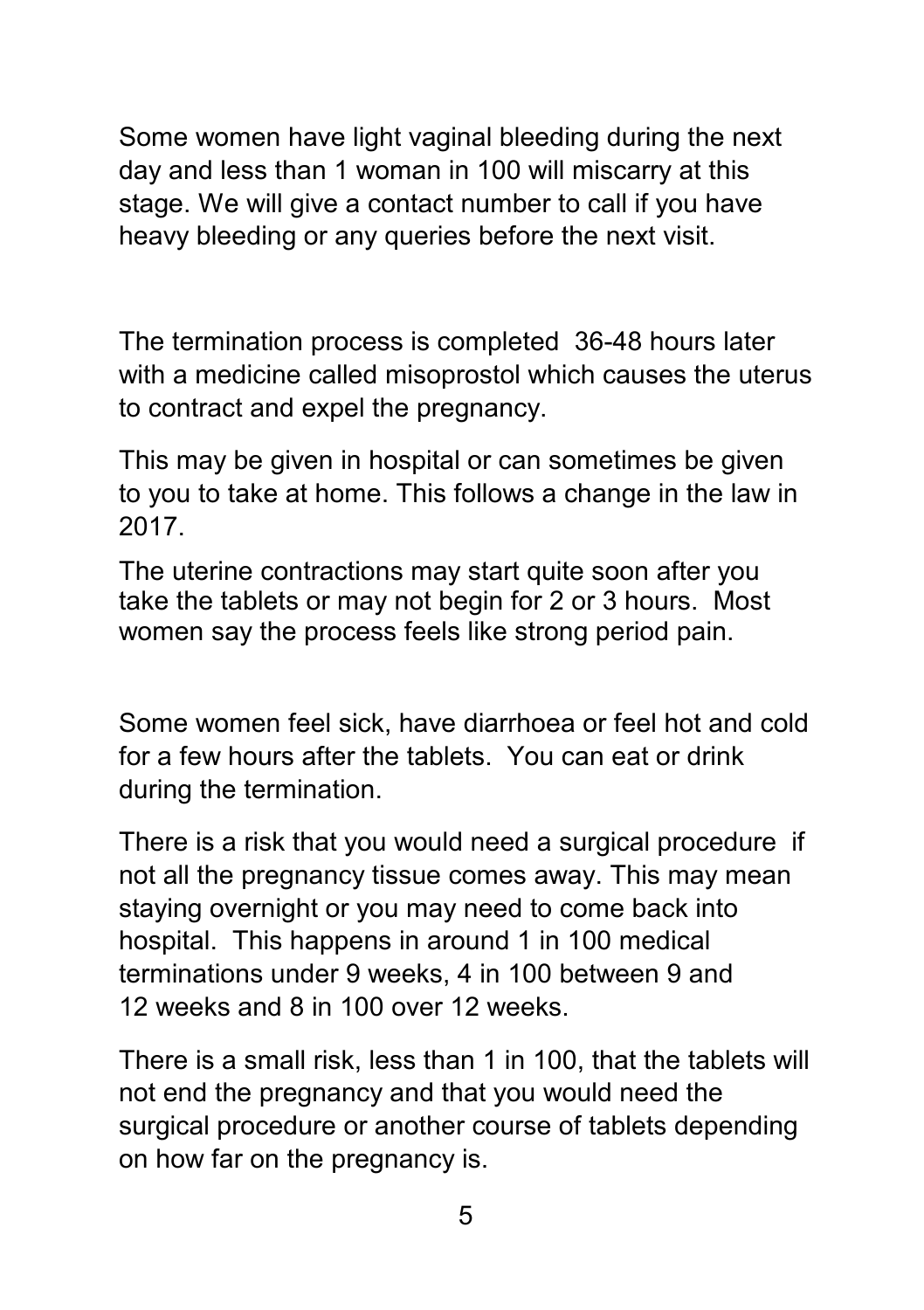Some women have light vaginal bleeding during the next day and less than 1 woman in 100 will miscarry at this stage. We will give a contact number to call if you have heavy bleeding or any queries before the next visit.

The termination process is completed 36-48 hours later with a medicine called misoprostol which causes the uterus to contract and expel the pregnancy.

This may be given in hospital or can sometimes be given to you to take at home. This follows a change in the law in 2017.

The uterine contractions may start quite soon after you take the tablets or may not begin for 2 or 3 hours. Most women say the process feels like strong period pain.

Some women feel sick, have diarrhoea or feel hot and cold for a few hours after the tablets. You can eat or drink during the termination.

There is a risk that you would need a surgical procedure if not all the pregnancy tissue comes away. This may mean staying overnight or you may need to come back into hospital. This happens in around 1 in 100 medical terminations under 9 weeks, 4 in 100 between 9 and 12 weeks and 8 in 100 over 12 weeks.

There is a small risk, less than 1 in 100, that the tablets will not end the pregnancy and that you would need the surgical procedure or another course of tablets depending on how far on the pregnancy is.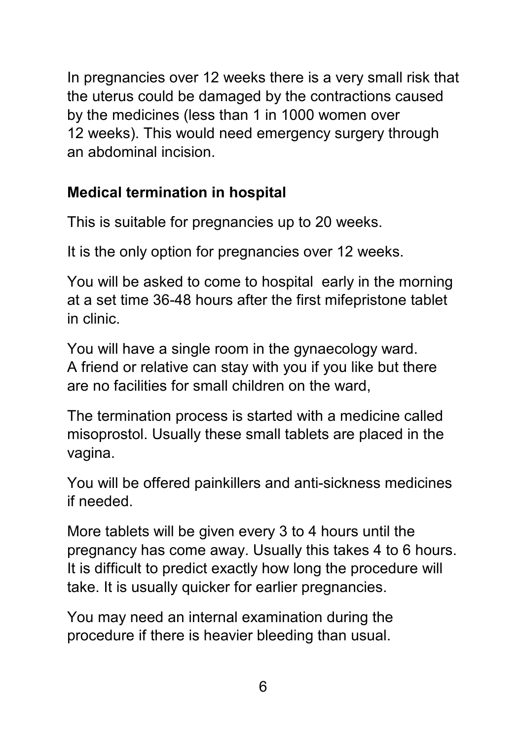In pregnancies over 12 weeks there is a very small risk that the uterus could be damaged by the contractions caused by the medicines (less than 1 in 1000 women over 12 weeks). This would need emergency surgery through an abdominal incision.

**Medical termination in hospital**

This is suitable for pregnancies up to 20 weeks.

It is the only option for pregnancies over 12 weeks.

You will be asked to come to hospital early in the morning at a set time 36-48 hours after the first mifepristone tablet in clinic.

You will have a single room in the gynaecology ward. A friend or relative can stay with you if you like but there are no facilities for small children on the ward,

The termination process is started with a medicine called misoprostol. Usually these small tablets are placed in the vagina.

You will be offered painkillers and anti-sickness medicines if needed.

More tablets will be given every 3 to 4 hours until the pregnancy has come away. Usually this takes 4 to 6 hours. It is difficult to predict exactly how long the procedure will take. It is usually quicker for earlier pregnancies.

You may need an internal examination during the procedure if there is heavier bleeding than usual.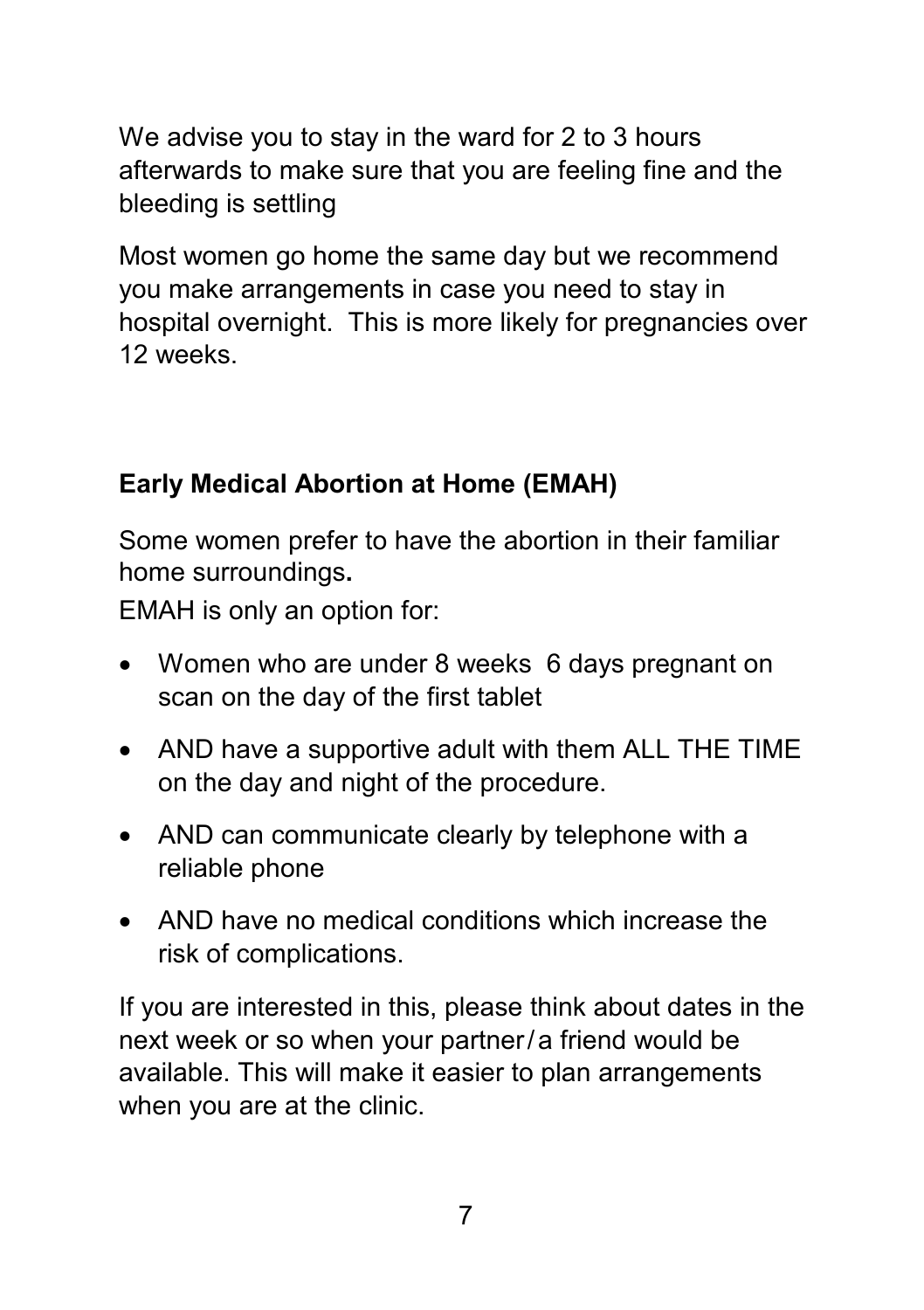We advise you to stay in the ward for 2 to 3 hours afterwards to make sure that you are feeling fine and the bleeding is settling

Most women go home the same day but we recommend you make arrangements in case you need to stay in hospital overnight. This is more likely for pregnancies over 12 weeks.

**Early Medical Abortion at Home (EMAH)**

Some women prefer to have the abortion in their familiar home surroundings**.**

EMAH is only an option for:

- Women who are under 8 weeks 6 days pregnant on scan on the day of the first tablet
- AND have a supportive adult with them ALL THE TIME on the day and night of the procedure.
- AND can communicate clearly by telephone with a reliable phone
- AND have no medical conditions which increase the risk of complications.

If you are interested in this, please think about dates in the next week or so when your partner / a friend would be available. This will make it easier to plan arrangements when you are at the clinic.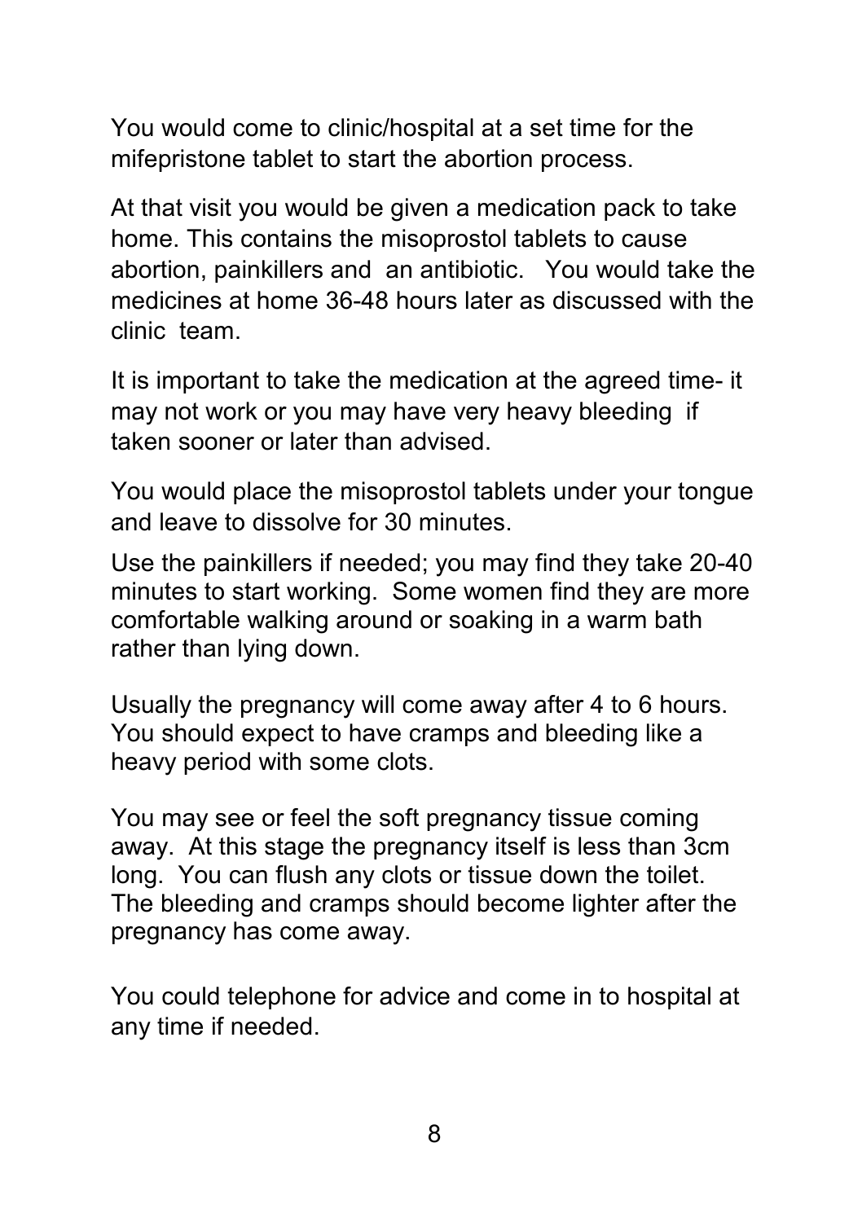You would come to clinic/hospital at a set time for the mifepristone tablet to start the abortion process.

At that visit you would be given a medication pack to take home. This contains the misoprostol tablets to cause abortion, painkillers and an antibiotic. You would take the medicines at home 36-48 hours later as discussed with the clinic team.

It is important to take the medication at the agreed time- it may not work or you may have very heavy bleeding if taken sooner or later than advised.

You would place the misoprostol tablets under your tongue and leave to dissolve for 30 minutes.

Use the painkillers if needed; you may find they take 20-40 minutes to start working. Some women find they are more comfortable walking around or soaking in a warm bath rather than lying down.

Usually the pregnancy will come away after 4 to 6 hours. You should expect to have cramps and bleeding like a heavy period with some clots.

You may see or feel the soft pregnancy tissue coming away. At this stage the pregnancy itself is less than 3cm long. You can flush any clots or tissue down the toilet. The bleeding and cramps should become lighter after the pregnancy has come away.

You could telephone for advice and come in to hospital at any time if needed.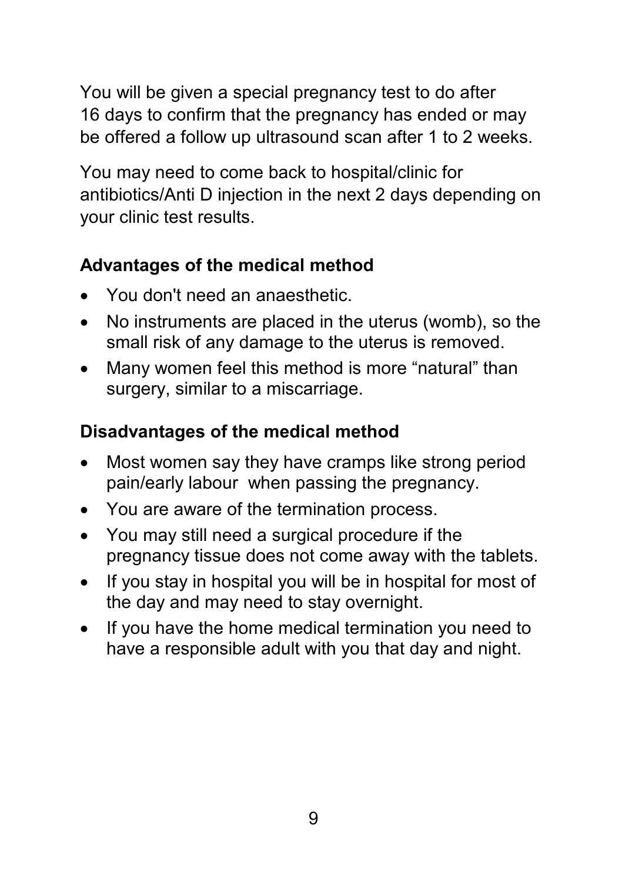You will be given a special pregnancy test to do after 16 days to confirm that the pregnancy has ended or may be offered a follow up ultrasound scan after 1 to 2 weeks.

You may need to come back to hospital/clinic for antibiotics/Anti D injection in the next 2 days depending on your clinic test results.

## Advantages of the medical method

- You don't need an anaesthetic.
- No instruments are placed in the uterus (womb), so the small risk of any damage to the uterus is removed.
- Many women feel this method is more "natural" than surgery, similar to a miscarriage.

## Disadvantages of the medical method

- Most women say they have cramps like strong period pain/early labour when passing the pregnancy.
- You are aware of the termination process.
- You may still need a surgical procedure if the pregnancy tissue does not come away with the tablets.
- If you stay in hospital you will be in hospital for most of the day and may need to stay overnight.
- If you have the home medical termination you need to have a responsible adult with you that day and night.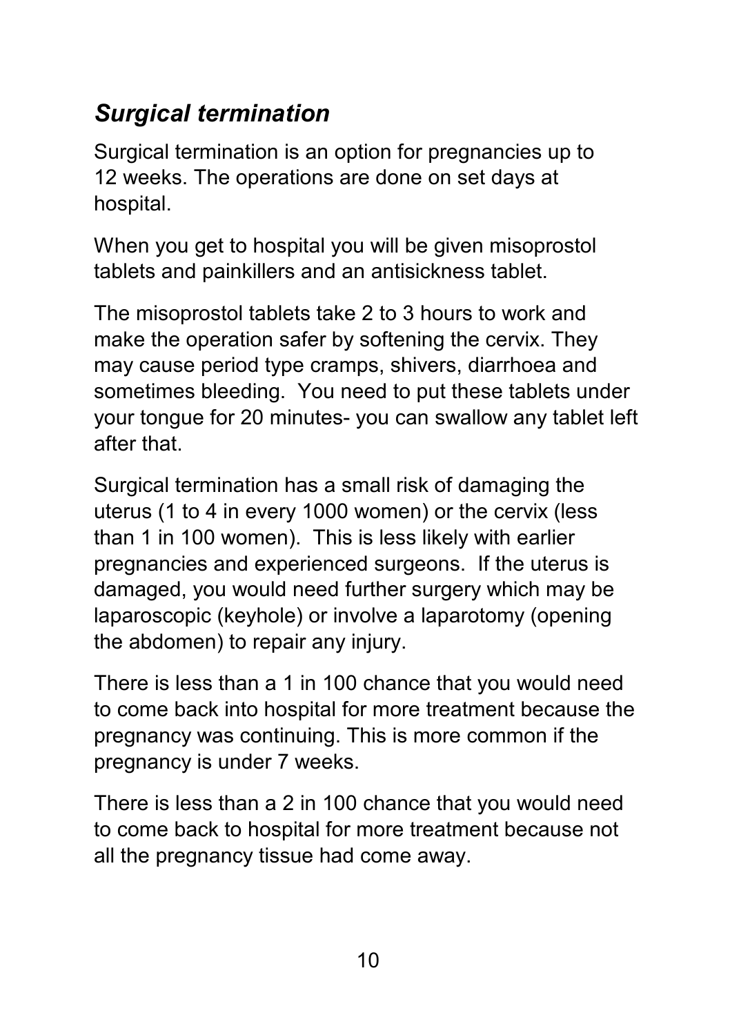## *Surgical termination*

Surgical termination is an option for pregnancies up to 12 weeks. The operations are done on set days at hospital.

When you get to hospital you will be given misoprostol tablets and painkillers and an antisickness tablet.

The misoprostol tablets take 2 to 3 hours to work and make the operation safer by softening the cervix. They may cause period type cramps, shivers, diarrhoea and sometimes bleeding. You need to put these tablets under your tongue for 20 minutes- you can swallow any tablet left after that.

Surgical termination has a small risk of damaging the uterus (1 to 4 in every 1000 women) or the cervix (less than 1 in 100 women). This is less likely with earlier pregnancies and experienced surgeons. If the uterus is damaged, you would need further surgery which may be laparoscopic (keyhole) or involve a laparotomy (opening the abdomen) to repair any injury.

There is less than a 1 in 100 chance that you would need to come back into hospital for more treatment because the pregnancy was continuing. This is more common if the pregnancy is under 7 weeks.

There is less than a 2 in 100 chance that you would need to come back to hospital for more treatment because not all the pregnancy tissue had come away.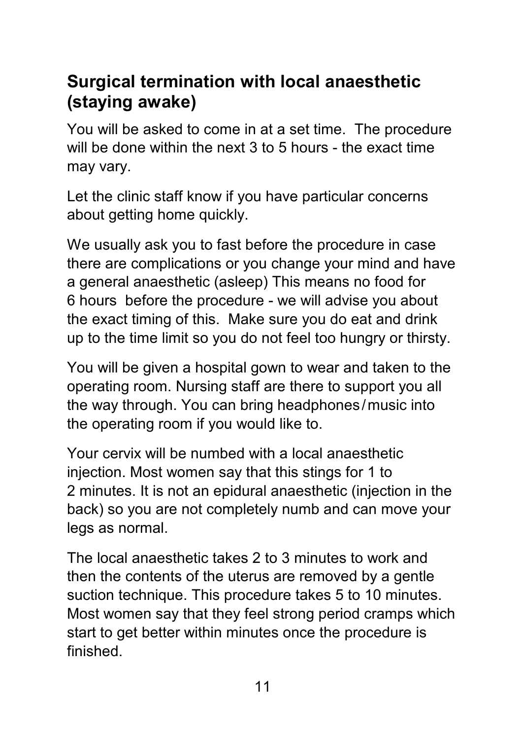## Surgical termination with local anaesthetic (staying awake)

You will be asked to come in at a set time. The procedure will be done within the next 3 to 5 hours - the exact time may vary.

Let the clinic staff know if you have particular concerns about getting home quickly.

We usually ask you to fast before the procedure in case there are complications or you change your mind and have a general anaesthetic (asleep) This means no food for 6 hours before the procedure - we will advise you about the exact timing of this. Make sure you do eat and drink up to the time limit so you do not feel too hungry or thirsty.

You will be given a hospital gown to wear and taken to the operating room. Nursing staff are there to support you all the way through. You can bring headphones/music into the operating room if you would like to.

Your cervix will be numbed with a local anaesthetic injection. Most women say that this stings for 1 to 2 minutes. It is not an epidural anaesthetic (injection in the back) so you are not completely numb and can move your legs as normal.

The local anaesthetic takes 2 to 3 minutes to work and then the contents of the uterus are removed by a gentle suction technique. This procedure takes 5 to 10 minutes. Most women say that they feel strong period cramps which start to get better within minutes once the procedure is finished.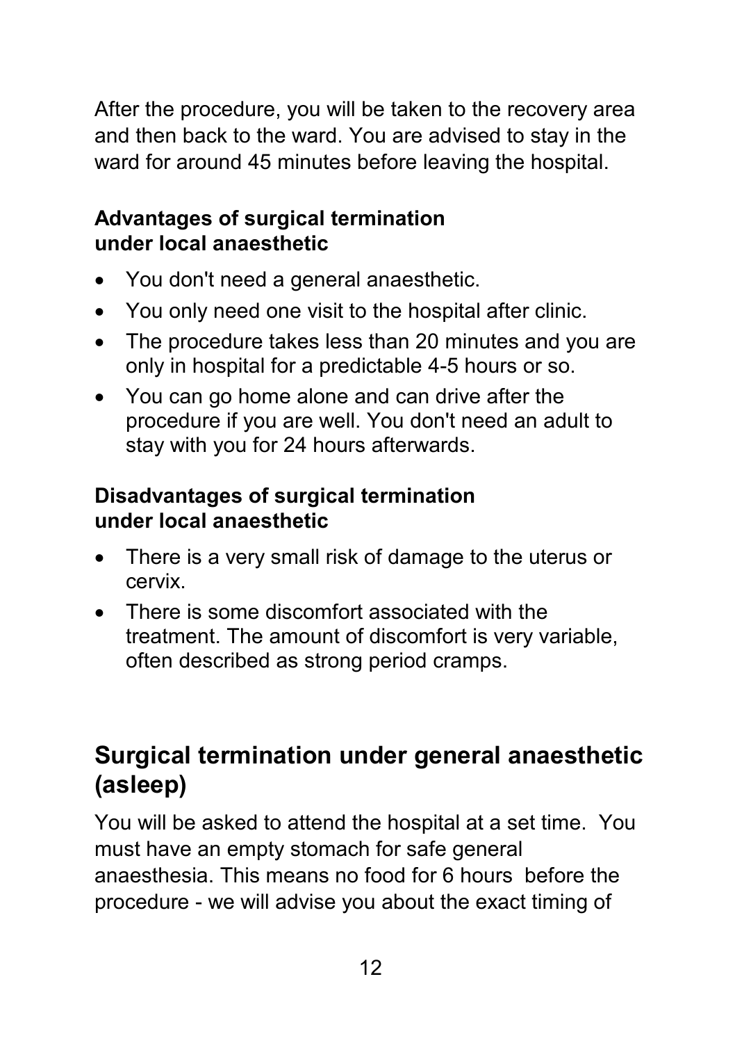After the procedure, you will be taken to the recovery area and then back to the ward. You are advised to stay in the ward for around 45 minutes before leaving the hospital.

### Advantages of surgical termination under local anaesthetic

- You don't need a general anaesthetic.
- You only need one visit to the hospital after clinic.
- The procedure takes less than 20 minutes and you are only in hospital for a predictable 4-5 hours or so.
- You can go home alone and can drive after the procedure if you are well. You don't need an adult to stay with you for 24 hours afterwards.

### Disadvantages of surgical termination under local anaesthetic

- There is a very small risk of damage to the uterus or cervix.
- There is some discomfort associated with the treatment. The amount of discomfort is very variable, often described as strong period cramps.

## Surgical termination under general anaesthetic (asleep)

You will be asked to attend the hospital at a set time. You must have an empty stomach for safe general anaesthesia. This means no food for 6 hours before the procedure - we will advise you about the exact timing of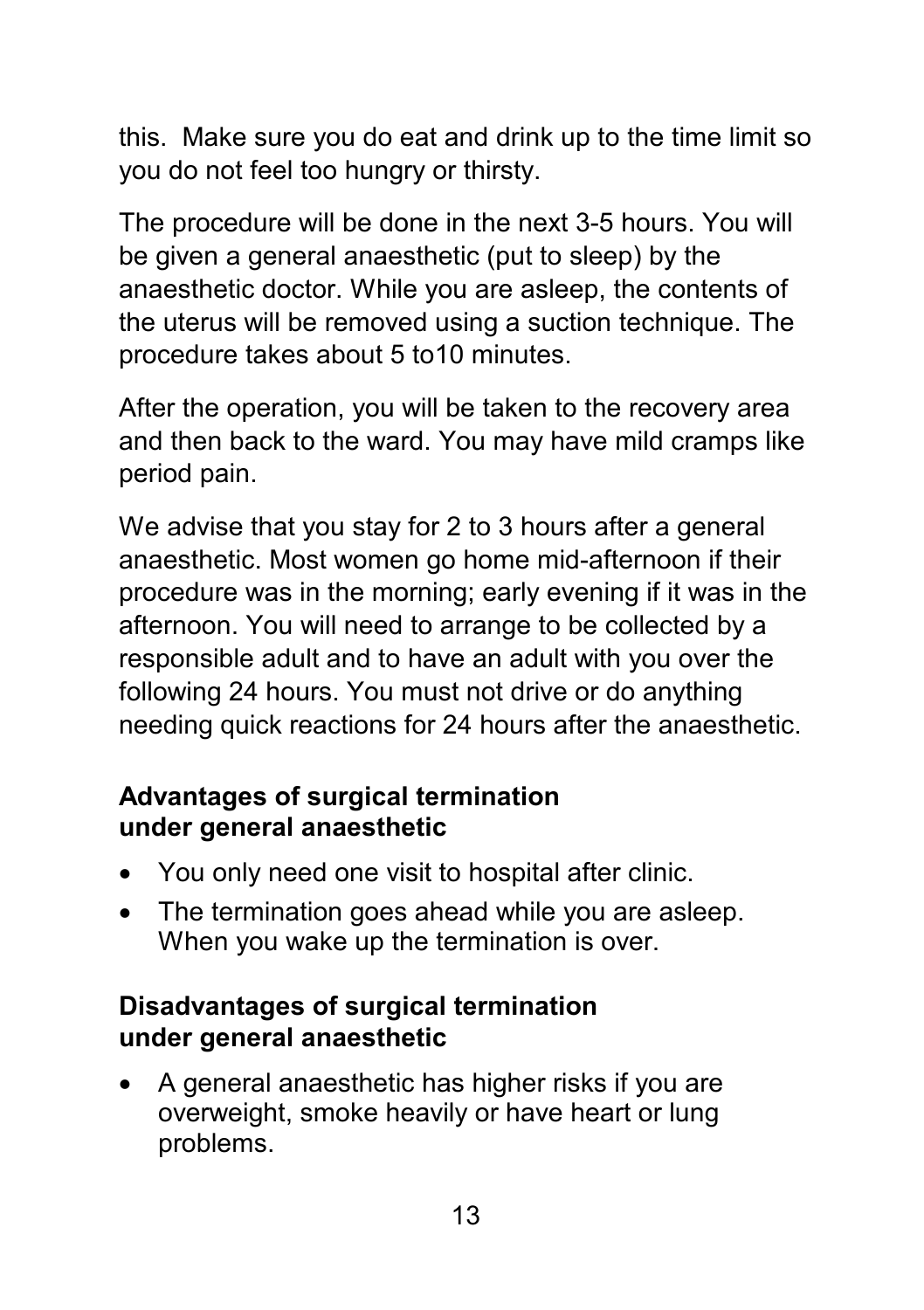this. Make sure you do eat and drink up to the time limit so you do not feel too hungry or thirsty.

The procedure will be done in the next 3-5 hours. You will be given a general anaesthetic (put to sleep) by the anaesthetic doctor. While you are asleep, the contents of the uterus will be removed using a suction technique. The procedure takes about 5 to10 minutes.

After the operation, you will be taken to the recovery area and then back to the ward. You may have mild cramps like period pain.

We advise that you stay for 2 to 3 hours after a general anaesthetic. Most women go home mid-afternoon if their procedure was in the morning; early evening if it was in the afternoon. You will need to arrange to be collected by a responsible adult and to have an adult with you over the following 24 hours. You must not drive or do anything needing quick reactions for 24 hours after the anaesthetic.

### Advantages of surgical termination under general anaesthetic

- You only need one visit to hospital after clinic.
- The termination goes ahead while you are asleep. When you wake up the termination is over.

### Disadvantages of surgical termination under general anaesthetic

- A general anaesthetic has higher risks if you are overweight, smoke heavily or have heart or lung problems.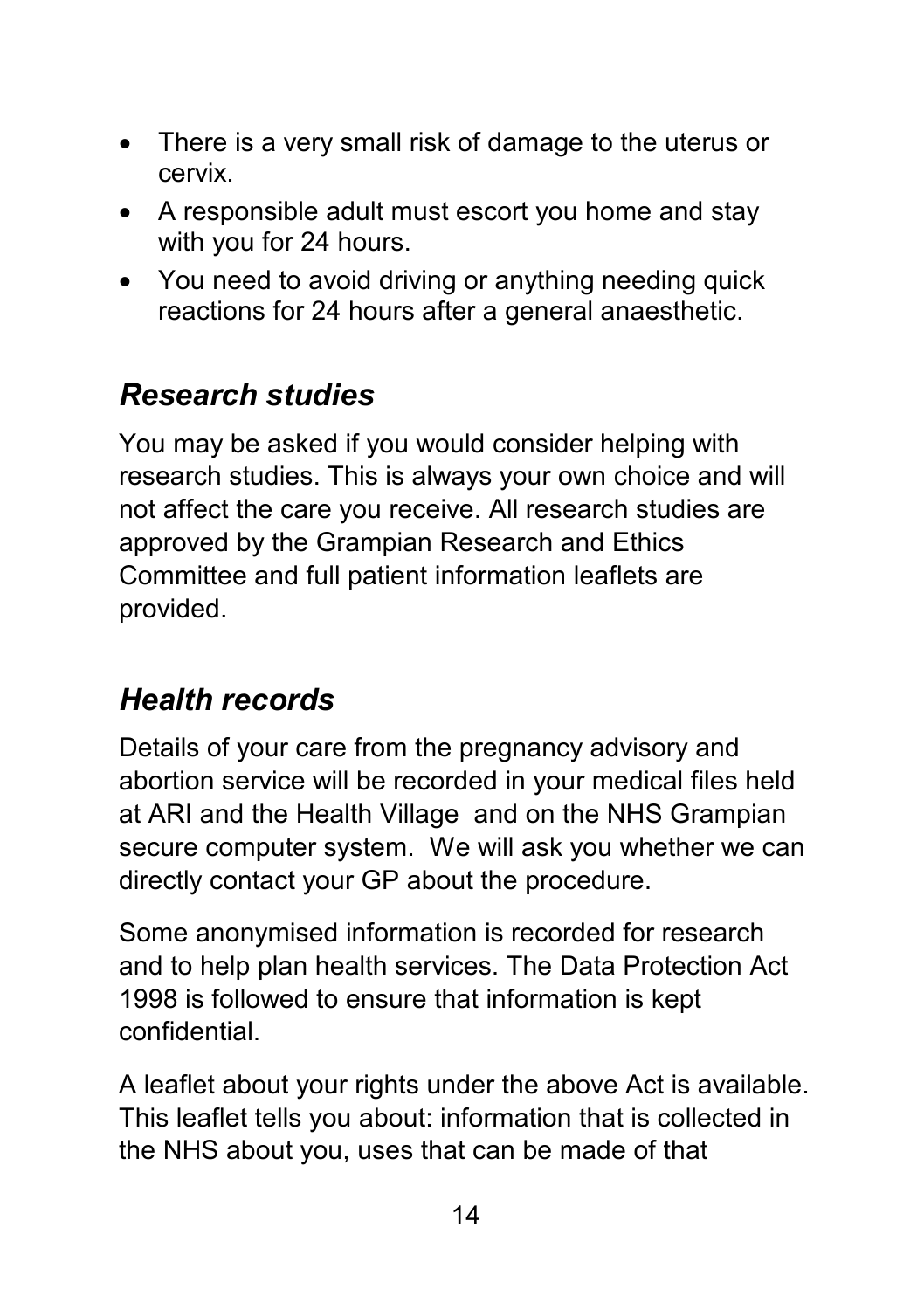- There is a very small risk of damage to the uterus or cervix.
- A responsible adult must escort you home and stay with you for 24 hours.
- You need to avoid driving or anything needing quick reactions for 24 hours after a general anaesthetic.

## *Research studies*

You may be asked if you would consider helping with research studies. This is always your own choice and will not affect the care you receive. All research studies are approved by the Grampian Research and Ethics Committee and full patient information leaflets are provided.

## *Health records*

Details of your care from the pregnancy advisory and abortion service will be recorded in your medical files held at ARI and the Health Village and on the NHS Grampian secure computer system. We will ask you whether we can directly contact your GP about the procedure.

Some anonymised information is recorded for research and to help plan health services. The Data Protection Act 1998 is followed to ensure that information is kept confidential.

A leaflet about your rights under the above Act is available. This leaflet tells you about: information that is collected in the NHS about you, uses that can be made of that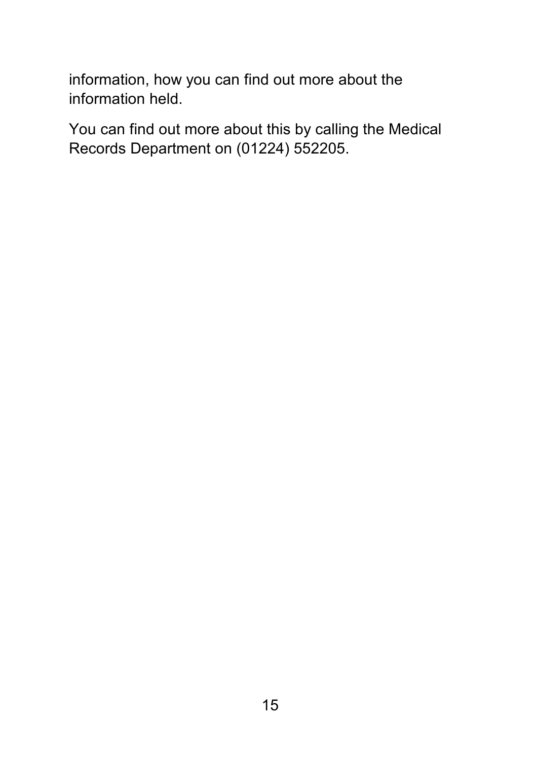information, how you can find out more about the information held.

You can find out more about this by calling the Medical Records Department on (01224) 552205.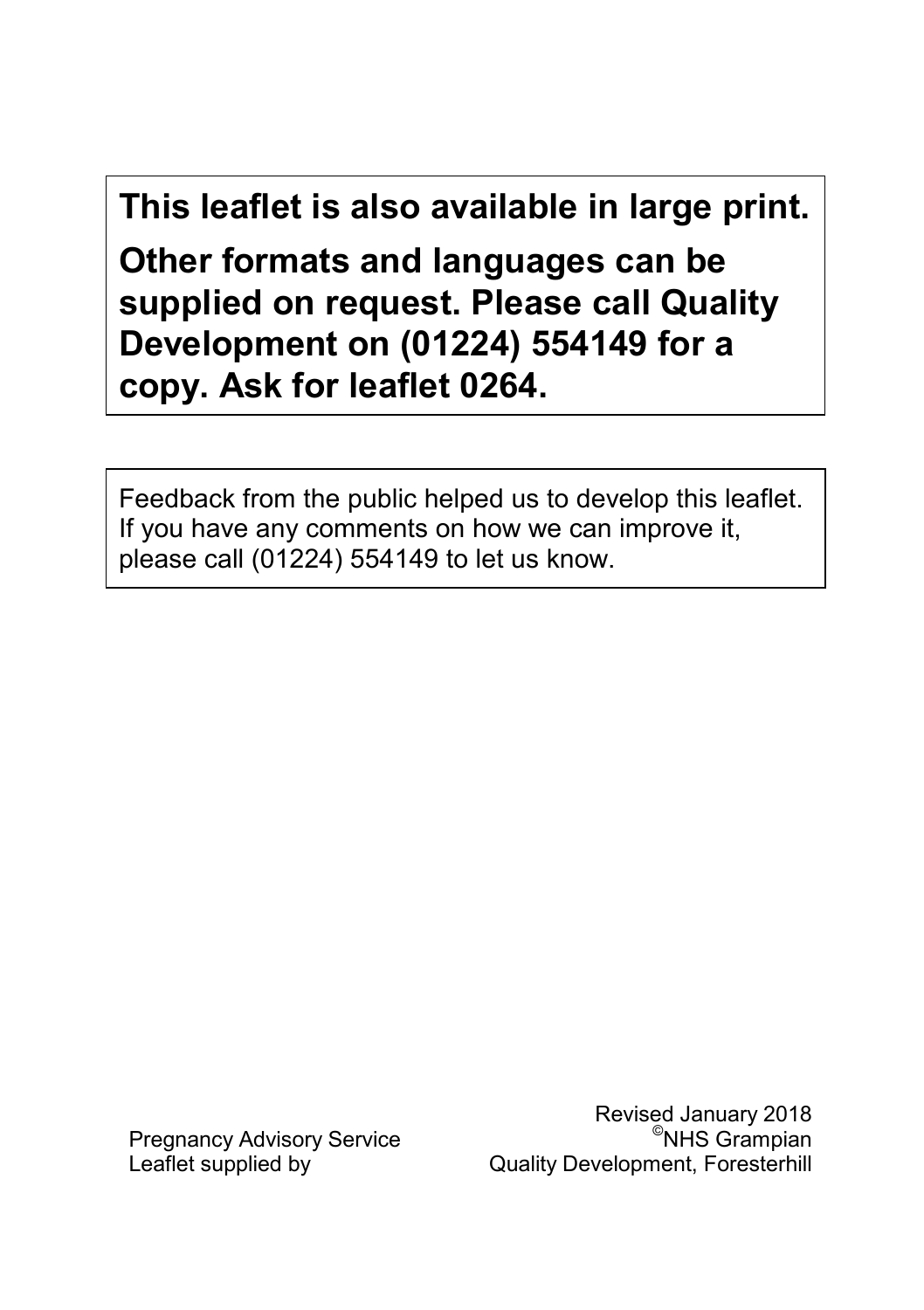**This leaflet is also available in large print.**

**Other formats and languages can be supplied on request. Please call Quality Development on (01224) 554149 for a copy. Ask for leaflet 0264.**

Feedback from the public helped us to develop this leaflet. If you have any comments on how we can improve it, please call (01224) 554149 to let us know.

Pregnancy Advisory Service
Leaflet supplied by

Revised January 2018
©NHS Grampian
Quality Development, Foresterhill